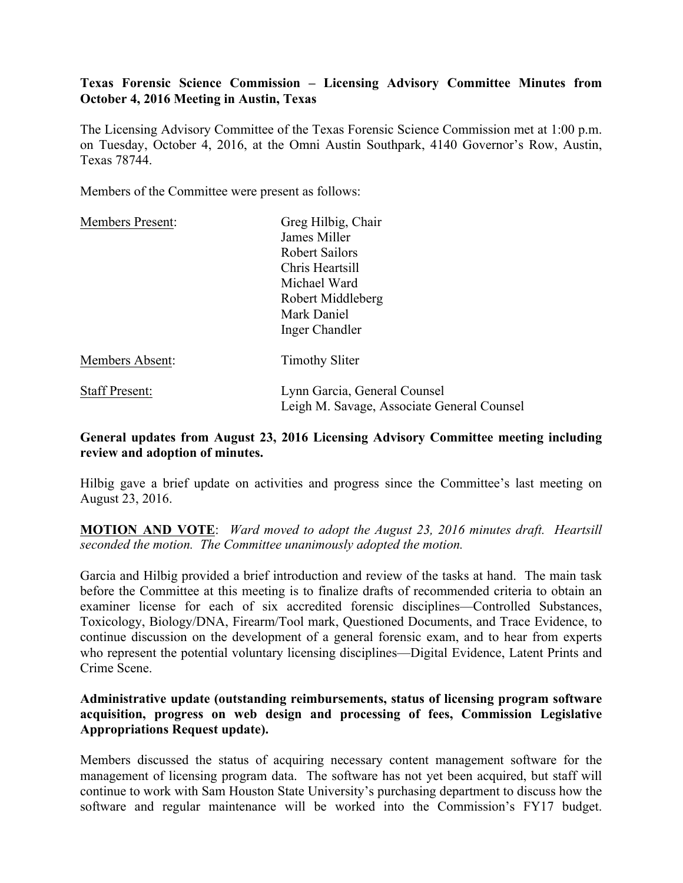**Texas Forensic Science Commission – Licensing Advisory Committee Minutes from October 4, 2016 Meeting in Austin, Texas**

The Licensing Advisory Committee of the Texas Forensic Science Commission met at 1:00 p.m. on Tuesday, October 4, 2016, at the Omni Austin Southpark, 4140 Governor's Row, Austin, Texas 78744.

Members of the Committee were present as follows:

| | |
|---|---|
| Members Present: | Greg Hilbig, Chair<br>James Miller<br>Robert Sailors<br>Chris Heartsill<br>Michael Ward<br>Robert Middleberg<br>Mark Daniel<br>Inger Chandler |
| Members Absent: | Timothy Sliter |
| Staff Present: | Lynn Garcia, General Counsel<br>Leigh M. Savage, Associate General Counsel |

**General updates from August 23, 2016 Licensing Advisory Committee meeting including review and adoption of minutes.**

Hilbig gave a brief update on activities and progress since the Committee's last meeting on August 23, 2016.

**MOTION AND VOTE**: *Ward moved to adopt the August 23, 2016 minutes draft. Heartsill seconded the motion. The Committee unanimously adopted the motion.*

Garcia and Hilbig provided a brief introduction and review of the tasks at hand. The main task before the Committee at this meeting is to finalize drafts of recommended criteria to obtain an examiner license for each of six accredited forensic disciplines—Controlled Substances, Toxicology, Biology/DNA, Firearm/Tool mark, Questioned Documents, and Trace Evidence, to continue discussion on the development of a general forensic exam, and to hear from experts who represent the potential voluntary licensing disciplines—Digital Evidence, Latent Prints and Crime Scene.

**Administrative update (outstanding reimbursements, status of licensing program software acquisition, progress on web design and processing of fees, Commission Legislative Appropriations Request update).**

Members discussed the status of acquiring necessary content management software for the management of licensing program data. The software has not yet been acquired, but staff will continue to work with Sam Houston State University's purchasing department to discuss how the software and regular maintenance will be worked into the Commission's FY17 budget.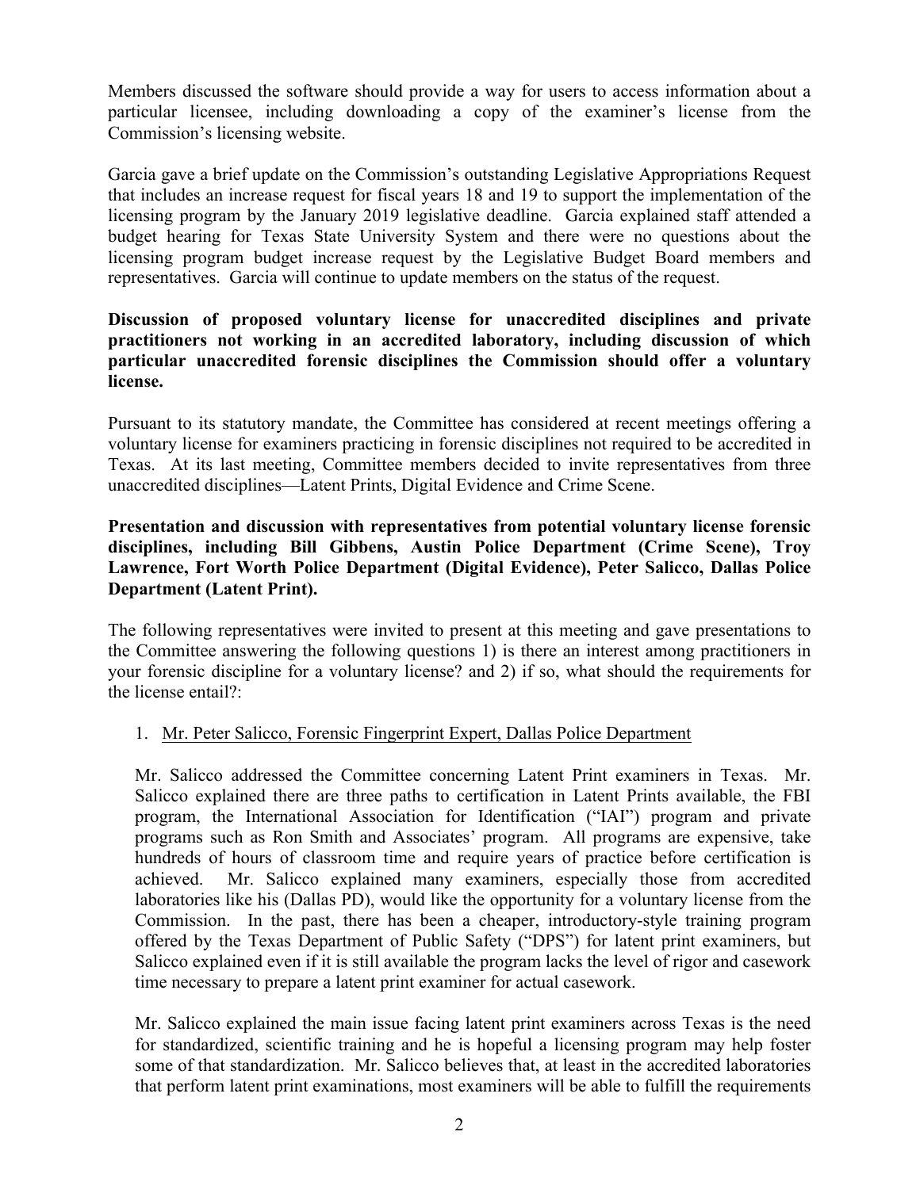Members discussed the software should provide a way for users to access information about a particular licensee, including downloading a copy of the examiner's license from the Commission's licensing website.

Garcia gave a brief update on the Commission's outstanding Legislative Appropriations Request that includes an increase request for fiscal years 18 and 19 to support the implementation of the licensing program by the January 2019 legislative deadline. Garcia explained staff attended a budget hearing for Texas State University System and there were no questions about the licensing program budget increase request by the Legislative Budget Board members and representatives. Garcia will continue to update members on the status of the request.

**Discussion of proposed voluntary license for unaccredited disciplines and private practitioners not working in an accredited laboratory, including discussion of which particular unaccredited forensic disciplines the Commission should offer a voluntary license.**

Pursuant to its statutory mandate, the Committee has considered at recent meetings offering a voluntary license for examiners practicing in forensic disciplines not required to be accredited in Texas. At its last meeting, Committee members decided to invite representatives from three unaccredited disciplines—Latent Prints, Digital Evidence and Crime Scene.

**Presentation and discussion with representatives from potential voluntary license forensic disciplines, including Bill Gibbens, Austin Police Department (Crime Scene), Troy Lawrence, Fort Worth Police Department (Digital Evidence), Peter Salicco, Dallas Police Department (Latent Print).**

The following representatives were invited to present at this meeting and gave presentations to the Committee answering the following questions 1) is there an interest among practitioners in your forensic discipline for a voluntary license? and 2) if so, what should the requirements for the license entail?:

1. Mr. Peter Salicco, Forensic Fingerprint Expert, Dallas Police Department

   Mr. Salicco addressed the Committee concerning Latent Print examiners in Texas. Mr. Salicco explained there are three paths to certification in Latent Prints available, the FBI program, the International Association for Identification ("IAI") program and private programs such as Ron Smith and Associates' program. All programs are expensive, take hundreds of hours of classroom time and require years of practice before certification is achieved. Mr. Salicco explained many examiners, especially those from accredited laboratories like his (Dallas PD), would like the opportunity for a voluntary license from the Commission. In the past, there has been a cheaper, introductory-style training program offered by the Texas Department of Public Safety ("DPS") for latent print examiners, but Salicco explained even if it is still available the program lacks the level of rigor and casework time necessary to prepare a latent print examiner for actual casework.

   Mr. Salicco explained the main issue facing latent print examiners across Texas is the need for standardized, scientific training and he is hopeful a licensing program may help foster some of that standardization. Mr. Salicco believes that, at least in the accredited laboratories that perform latent print examinations, most examiners will be able to fulfill the requirements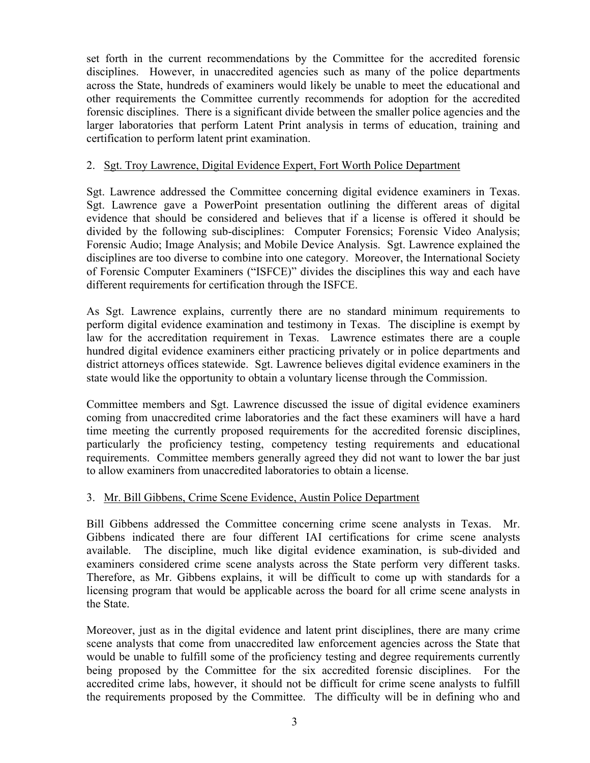set forth in the current recommendations by the Committee for the accredited forensic disciplines. However, in unaccredited agencies such as many of the police departments across the State, hundreds of examiners would likely be unable to meet the educational and other requirements the Committee currently recommends for adoption for the accredited forensic disciplines. There is a significant divide between the smaller police agencies and the larger laboratories that perform Latent Print analysis in terms of education, training and certification to perform latent print examination.

2. Sgt. Troy Lawrence, Digital Evidence Expert, Fort Worth Police Department

Sgt. Lawrence addressed the Committee concerning digital evidence examiners in Texas. Sgt. Lawrence gave a PowerPoint presentation outlining the different areas of digital evidence that should be considered and believes that if a license is offered it should be divided by the following sub-disciplines: Computer Forensics; Forensic Video Analysis; Forensic Audio; Image Analysis; and Mobile Device Analysis. Sgt. Lawrence explained the disciplines are too diverse to combine into one category. Moreover, the International Society of Forensic Computer Examiners ("ISFCE)" divides the disciplines this way and each have different requirements for certification through the ISFCE.

As Sgt. Lawrence explains, currently there are no standard minimum requirements to perform digital evidence examination and testimony in Texas. The discipline is exempt by law for the accreditation requirement in Texas. Lawrence estimates there are a couple hundred digital evidence examiners either practicing privately or in police departments and district attorneys offices statewide. Sgt. Lawrence believes digital evidence examiners in the state would like the opportunity to obtain a voluntary license through the Commission.

Committee members and Sgt. Lawrence discussed the issue of digital evidence examiners coming from unaccredited crime laboratories and the fact these examiners will have a hard time meeting the currently proposed requirements for the accredited forensic disciplines, particularly the proficiency testing, competency testing requirements and educational requirements. Committee members generally agreed they did not want to lower the bar just to allow examiners from unaccredited laboratories to obtain a license.

3. Mr. Bill Gibbens, Crime Scene Evidence, Austin Police Department

Bill Gibbens addressed the Committee concerning crime scene analysts in Texas. Mr. Gibbens indicated there are four different IAI certifications for crime scene analysts available. The discipline, much like digital evidence examination, is sub-divided and examiners considered crime scene analysts across the State perform very different tasks. Therefore, as Mr. Gibbens explains, it will be difficult to come up with standards for a licensing program that would be applicable across the board for all crime scene analysts in the State.

Moreover, just as in the digital evidence and latent print disciplines, there are many crime scene analysts that come from unaccredited law enforcement agencies across the State that would be unable to fulfill some of the proficiency testing and degree requirements currently being proposed by the Committee for the six accredited forensic disciplines. For the accredited crime labs, however, it should not be difficult for crime scene analysts to fulfill the requirements proposed by the Committee. The difficulty will be in defining who and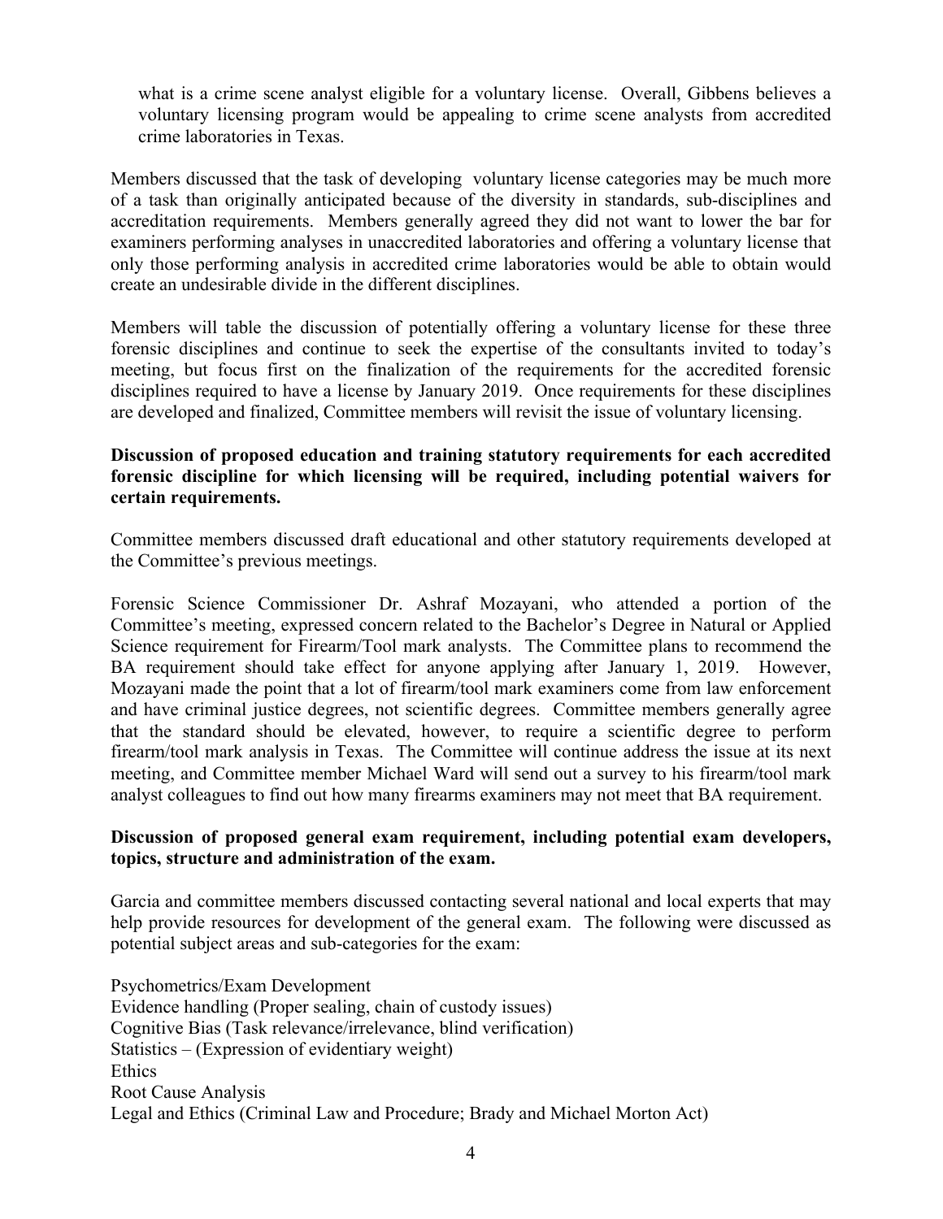what is a crime scene analyst eligible for a voluntary license. Overall, Gibbens believes a voluntary licensing program would be appealing to crime scene analysts from accredited crime laboratories in Texas.

Members discussed that the task of developing voluntary license categories may be much more of a task than originally anticipated because of the diversity in standards, sub-disciplines and accreditation requirements. Members generally agreed they did not want to lower the bar for examiners performing analyses in unaccredited laboratories and offering a voluntary license that only those performing analysis in accredited crime laboratories would be able to obtain would create an undesirable divide in the different disciplines.

Members will table the discussion of potentially offering a voluntary license for these three forensic disciplines and continue to seek the expertise of the consultants invited to today's meeting, but focus first on the finalization of the requirements for the accredited forensic disciplines required to have a license by January 2019. Once requirements for these disciplines are developed and finalized, Committee members will revisit the issue of voluntary licensing.

**Discussion of proposed education and training statutory requirements for each accredited forensic discipline for which licensing will be required, including potential waivers for certain requirements.**

Committee members discussed draft educational and other statutory requirements developed at the Committee's previous meetings.

Forensic Science Commissioner Dr. Ashraf Mozayani, who attended a portion of the Committee's meeting, expressed concern related to the Bachelor's Degree in Natural or Applied Science requirement for Firearm/Tool mark analysts. The Committee plans to recommend the BA requirement should take effect for anyone applying after January 1, 2019. However, Mozayani made the point that a lot of firearm/tool mark examiners come from law enforcement and have criminal justice degrees, not scientific degrees. Committee members generally agree that the standard should be elevated, however, to require a scientific degree to perform firearm/tool mark analysis in Texas. The Committee will continue address the issue at its next meeting, and Committee member Michael Ward will send out a survey to his firearm/tool mark analyst colleagues to find out how many firearms examiners may not meet that BA requirement.

**Discussion of proposed general exam requirement, including potential exam developers, topics, structure and administration of the exam.**

Garcia and committee members discussed contacting several national and local experts that may help provide resources for development of the general exam. The following were discussed as potential subject areas and sub-categories for the exam:

Psychometrics/Exam Development  
Evidence handling (Proper sealing, chain of custody issues)  
Cognitive Bias (Task relevance/irrelevance, blind verification)  
Statistics – (Expression of evidentiary weight)  
Ethics  
Root Cause Analysis  
Legal and Ethics (Criminal Law and Procedure; Brady and Michael Morton Act)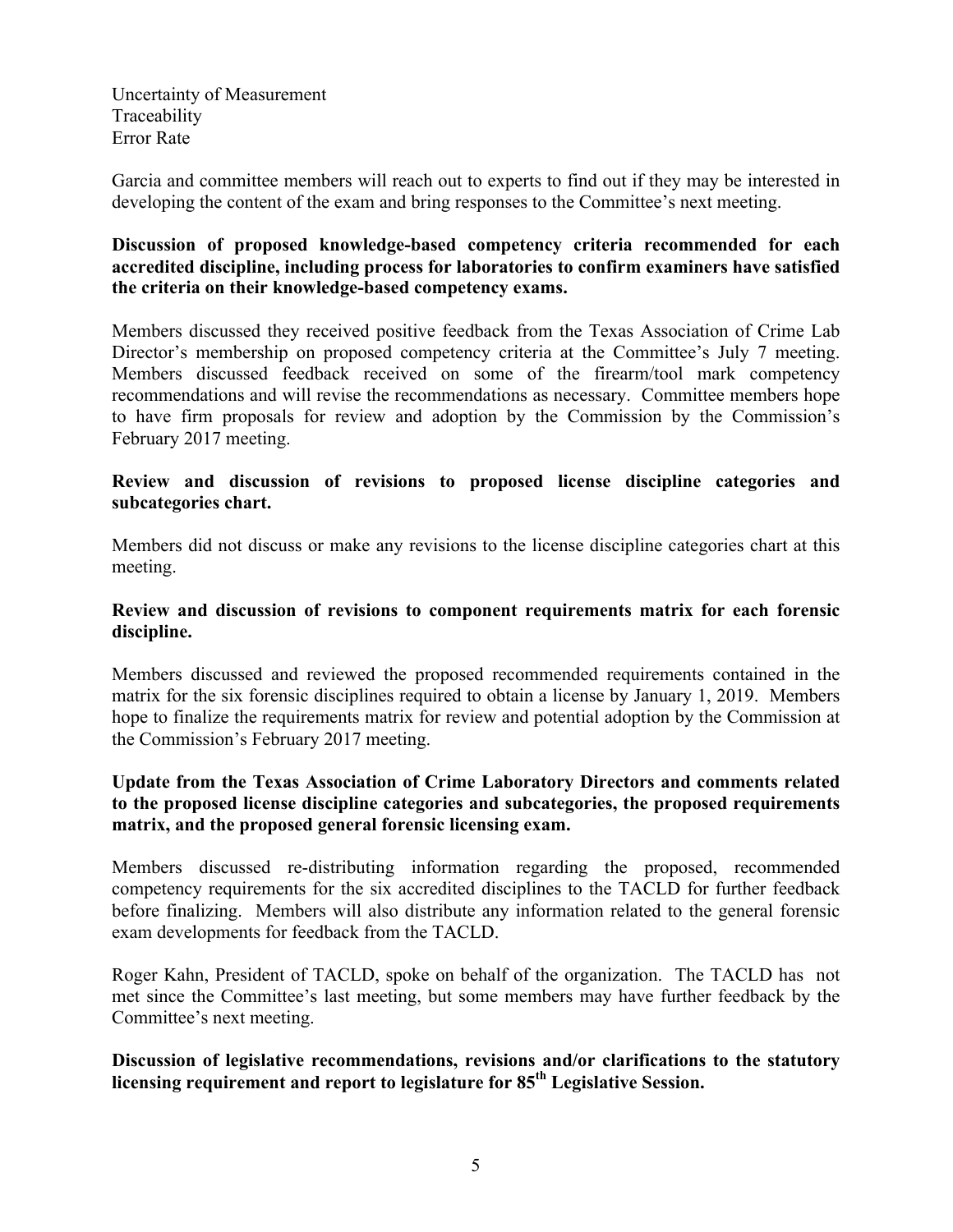Uncertainty of Measurement
Traceability
Error Rate

Garcia and committee members will reach out to experts to find out if they may be interested in developing the content of the exam and bring responses to the Committee's next meeting.

**Discussion of proposed knowledge-based competency criteria recommended for each accredited discipline, including process for laboratories to confirm examiners have satisfied the criteria on their knowledge-based competency exams.**

Members discussed they received positive feedback from the Texas Association of Crime Lab Director's membership on proposed competency criteria at the Committee's July 7 meeting. Members discussed feedback received on some of the firearm/tool mark competency recommendations and will revise the recommendations as necessary. Committee members hope to have firm proposals for review and adoption by the Commission by the Commission's February 2017 meeting.

**Review and discussion of revisions to proposed license discipline categories and subcategories chart.**

Members did not discuss or make any revisions to the license discipline categories chart at this meeting.

**Review and discussion of revisions to component requirements matrix for each forensic discipline.**

Members discussed and reviewed the proposed recommended requirements contained in the matrix for the six forensic disciplines required to obtain a license by January 1, 2019. Members hope to finalize the requirements matrix for review and potential adoption by the Commission at the Commission's February 2017 meeting.

**Update from the Texas Association of Crime Laboratory Directors and comments related to the proposed license discipline categories and subcategories, the proposed requirements matrix, and the proposed general forensic licensing exam.**

Members discussed re-distributing information regarding the proposed, recommended competency requirements for the six accredited disciplines to the TACLD for further feedback before finalizing. Members will also distribute any information related to the general forensic exam developments for feedback from the TACLD.

Roger Kahn, President of TACLD, spoke on behalf of the organization. The TACLD has not met since the Committee's last meeting, but some members may have further feedback by the Committee's next meeting.

**Discussion of legislative recommendations, revisions and/or clarifications to the statutory licensing requirement and report to legislature for 85th Legislative Session.**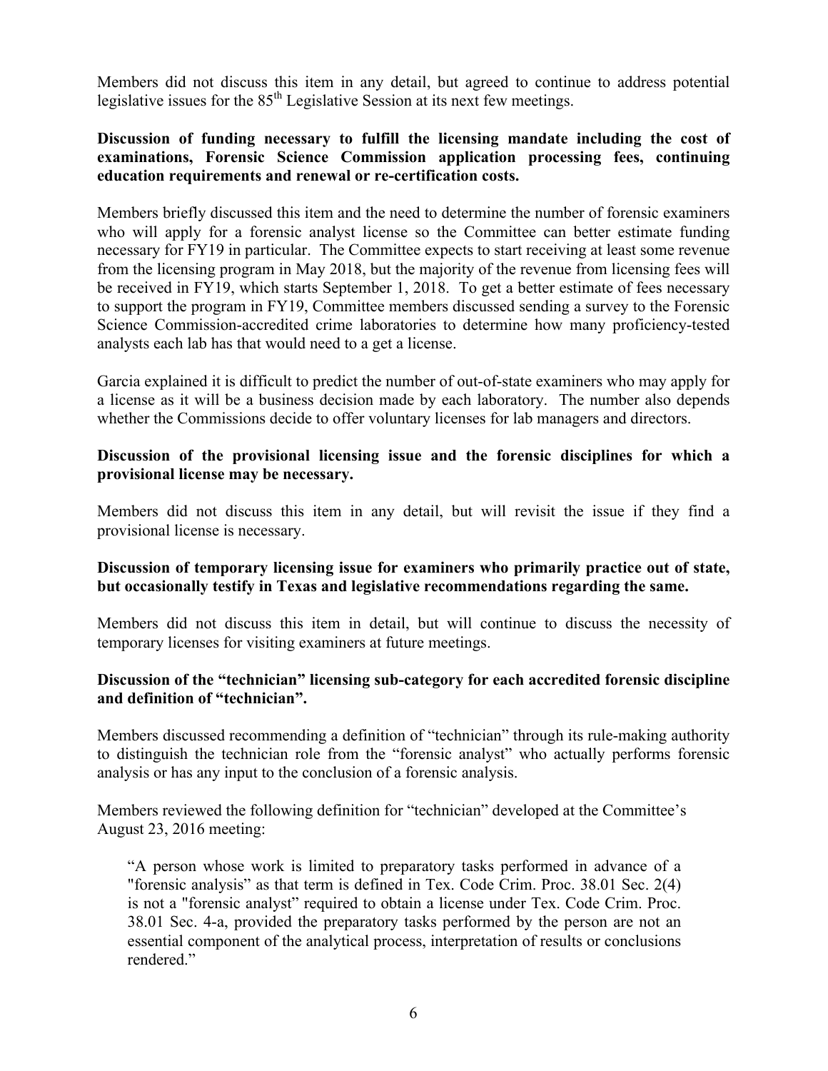Members did not discuss this item in any detail, but agreed to continue to address potential legislative issues for the 85th Legislative Session at its next few meetings.

**Discussion of funding necessary to fulfill the licensing mandate including the cost of examinations, Forensic Science Commission application processing fees, continuing education requirements and renewal or re-certification costs.**

Members briefly discussed this item and the need to determine the number of forensic examiners who will apply for a forensic analyst license so the Committee can better estimate funding necessary for FY19 in particular. The Committee expects to start receiving at least some revenue from the licensing program in May 2018, but the majority of the revenue from licensing fees will be received in FY19, which starts September 1, 2018. To get a better estimate of fees necessary to support the program in FY19, Committee members discussed sending a survey to the Forensic Science Commission-accredited crime laboratories to determine how many proficiency-tested analysts each lab has that would need to a get a license.

Garcia explained it is difficult to predict the number of out-of-state examiners who may apply for a license as it will be a business decision made by each laboratory. The number also depends whether the Commissions decide to offer voluntary licenses for lab managers and directors.

**Discussion of the provisional licensing issue and the forensic disciplines for which a provisional license may be necessary.**

Members did not discuss this item in any detail, but will revisit the issue if they find a provisional license is necessary.

**Discussion of temporary licensing issue for examiners who primarily practice out of state, but occasionally testify in Texas and legislative recommendations regarding the same.**

Members did not discuss this item in detail, but will continue to discuss the necessity of temporary licenses for visiting examiners at future meetings.

**Discussion of the "technician" licensing sub-category for each accredited forensic discipline and definition of "technician".**

Members discussed recommending a definition of "technician" through its rule-making authority to distinguish the technician role from the "forensic analyst" who actually performs forensic analysis or has any input to the conclusion of a forensic analysis.

Members reviewed the following definition for "technician" developed at the Committee's August 23, 2016 meeting:

> "A person whose work is limited to preparatory tasks performed in advance of a "forensic analysis" as that term is defined in Tex. Code Crim. Proc. 38.01 Sec. 2(4) is not a "forensic analyst" required to obtain a license under Tex. Code Crim. Proc. 38.01 Sec. 4-a, provided the preparatory tasks performed by the person are not an essential component of the analytical process, interpretation of results or conclusions rendered."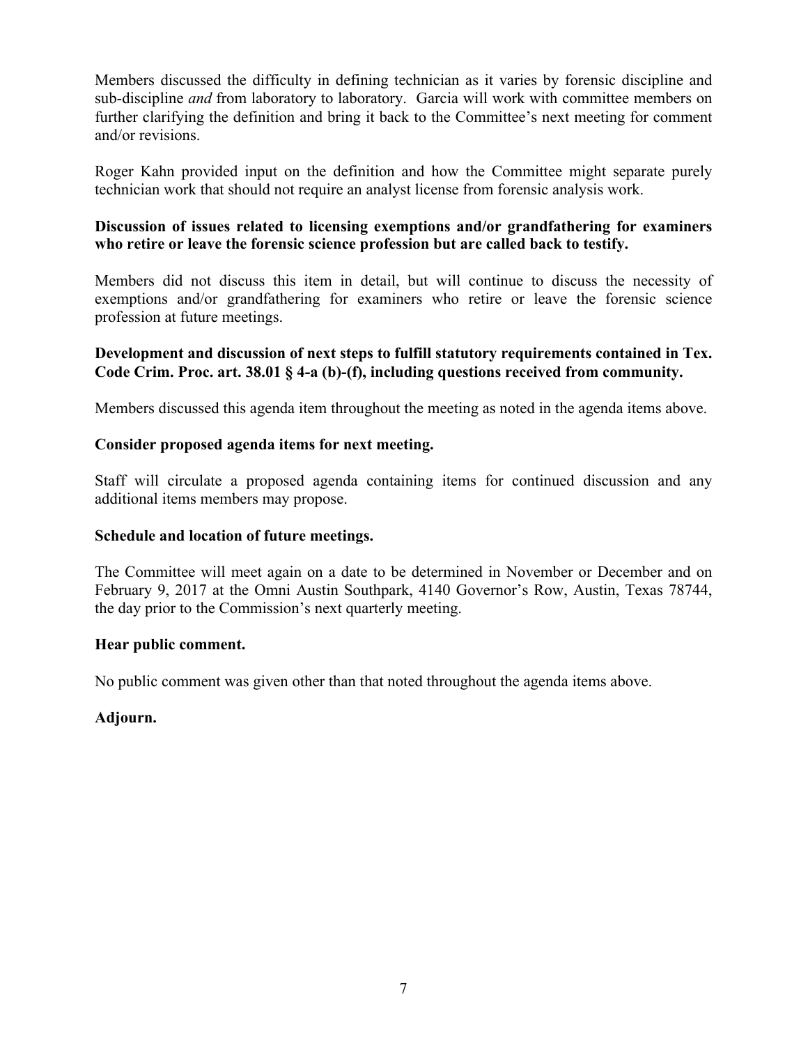Members discussed the difficulty in defining technician as it varies by forensic discipline and sub-discipline *and* from laboratory to laboratory. Garcia will work with committee members on further clarifying the definition and bring it back to the Committee's next meeting for comment and/or revisions.

Roger Kahn provided input on the definition and how the Committee might separate purely technician work that should not require an analyst license from forensic analysis work.

**Discussion of issues related to licensing exemptions and/or grandfathering for examiners who retire or leave the forensic science profession but are called back to testify.**

Members did not discuss this item in detail, but will continue to discuss the necessity of exemptions and/or grandfathering for examiners who retire or leave the forensic science profession at future meetings.

**Development and discussion of next steps to fulfill statutory requirements contained in Tex. Code Crim. Proc. art. 38.01 § 4-a (b)-(f), including questions received from community.**

Members discussed this agenda item throughout the meeting as noted in the agenda items above.

**Consider proposed agenda items for next meeting.**

Staff will circulate a proposed agenda containing items for continued discussion and any additional items members may propose.

**Schedule and location of future meetings.**

The Committee will meet again on a date to be determined in November or December and on February 9, 2017 at the Omni Austin Southpark, 4140 Governor's Row, Austin, Texas 78744, the day prior to the Commission's next quarterly meeting.

**Hear public comment.**

No public comment was given other than that noted throughout the agenda items above.

**Adjourn.**